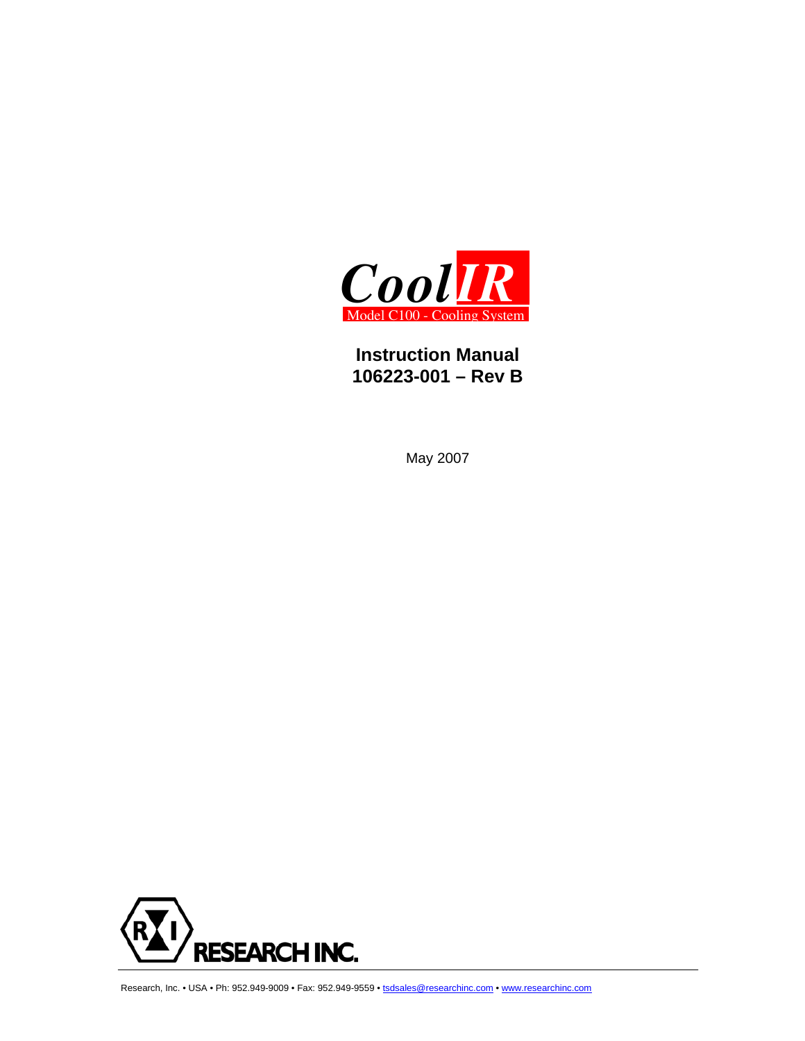# *CoolIR*

Model C100 - Cooling System

## Instruction Manual
## 106223-001 – Rev B

May 2007

RESEARCH INC.

Research, Inc. • USA • Ph: 952.949-9009 • Fax: 952.949-9559 • tsdsales@researchinc.com • www.researchinc.com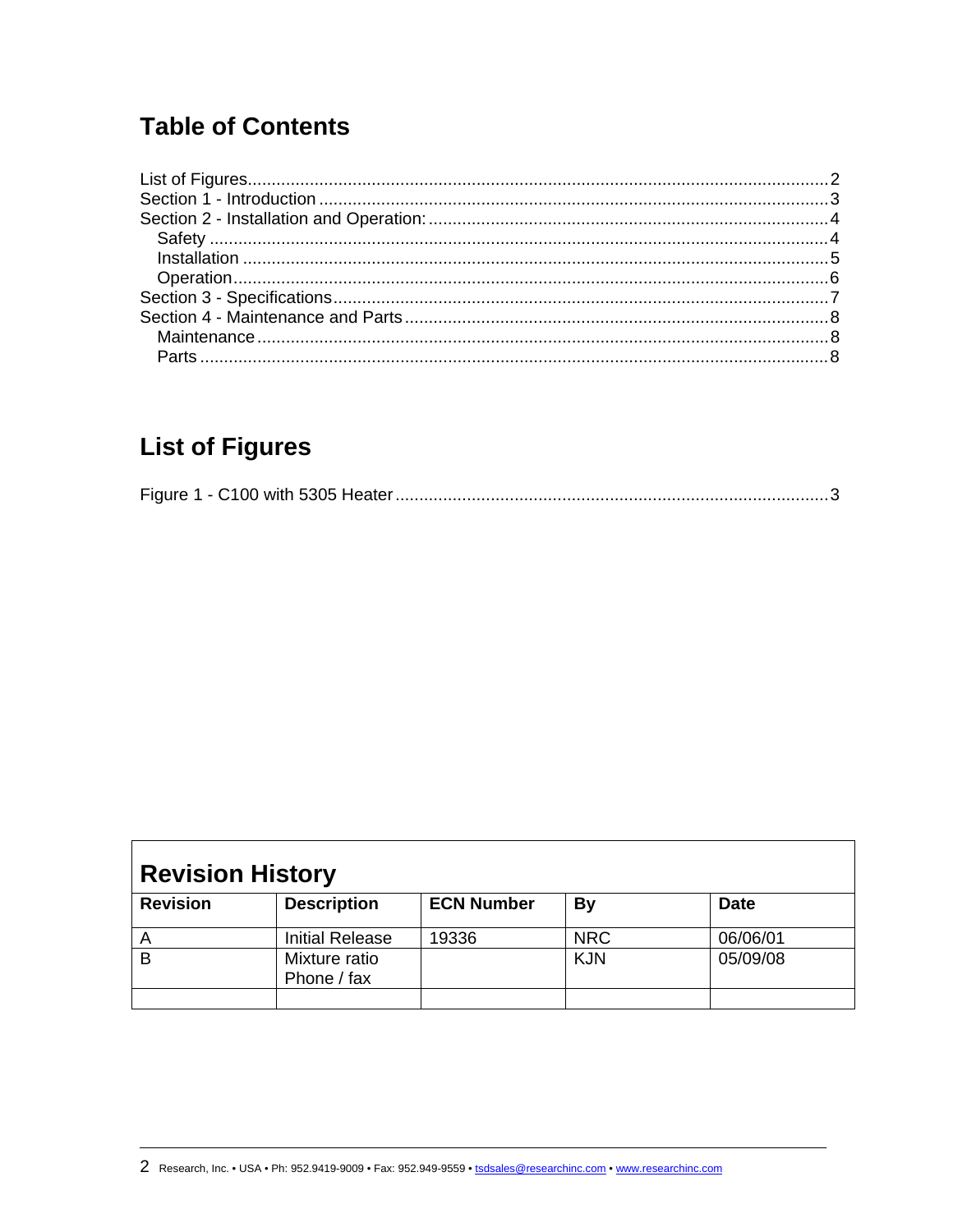# Table of Contents

List of Figures....................................................................................................................2
Section 1 - Introduction ......................................................................................................3
Section 2 - Installation and Operation: ................................................................................4
  Safety ..............................................................................................................................4
  Installation ......................................................................................................................5
  Operation.........................................................................................................................6
Section 3 - Specifications....................................................................................................7
Section 4 - Maintenance and Parts ......................................................................................8
  Maintenance ....................................................................................................................8
  Parts ................................................................................................................................8

# List of Figures

Figure 1 - C100 with 5305 Heater.........................................................................................3

## Revision History

| Revision | Description | ECN Number | By | Date |
| --- | --- | --- | --- | --- |
| A | Initial Release | 19336 | NRC | 06/06/01 |
| B | Mixture ratio Phone / fax | | KJN | 05/09/08 |
| | | | | |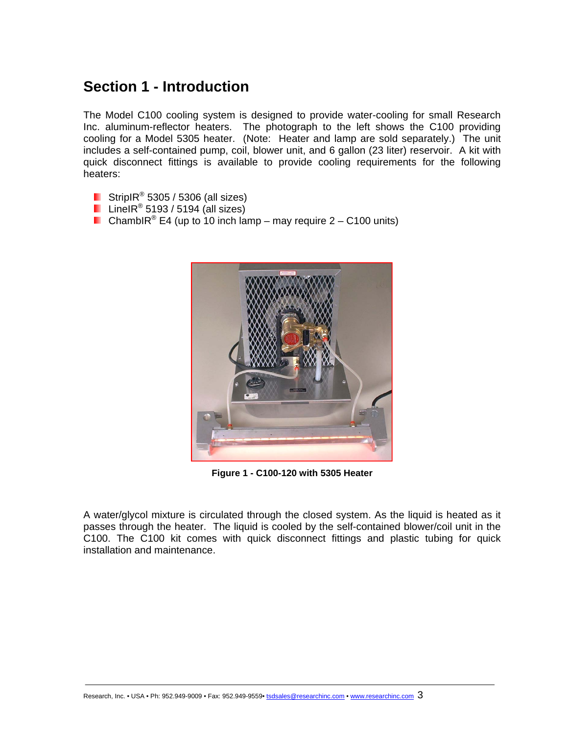# Section 1 - Introduction

The Model C100 cooling system is designed to provide water-cooling for small Research Inc. aluminum-reflector heaters. The photograph to the left shows the C100 providing cooling for a Model 5305 heater. (Note: Heater and lamp are sold separately.) The unit includes a self-contained pump, coil, blower unit, and 6 gallon (23 liter) reservoir. A kit with quick disconnect fittings is available to provide cooling requirements for the following heaters:

- StripIR® 5305 / 5306 (all sizes)
- LineIR® 5193 / 5194 (all sizes)
- ChambIR® E4 (up to 10 inch lamp – may require 2 – C100 units)

**Figure 1 - C100-120 with 5305 Heater**

A water/glycol mixture is circulated through the closed system. As the liquid is heated as it passes through the heater. The liquid is cooled by the self-contained blower/coil unit in the C100. The C100 kit comes with quick disconnect fittings and plastic tubing for quick installation and maintenance.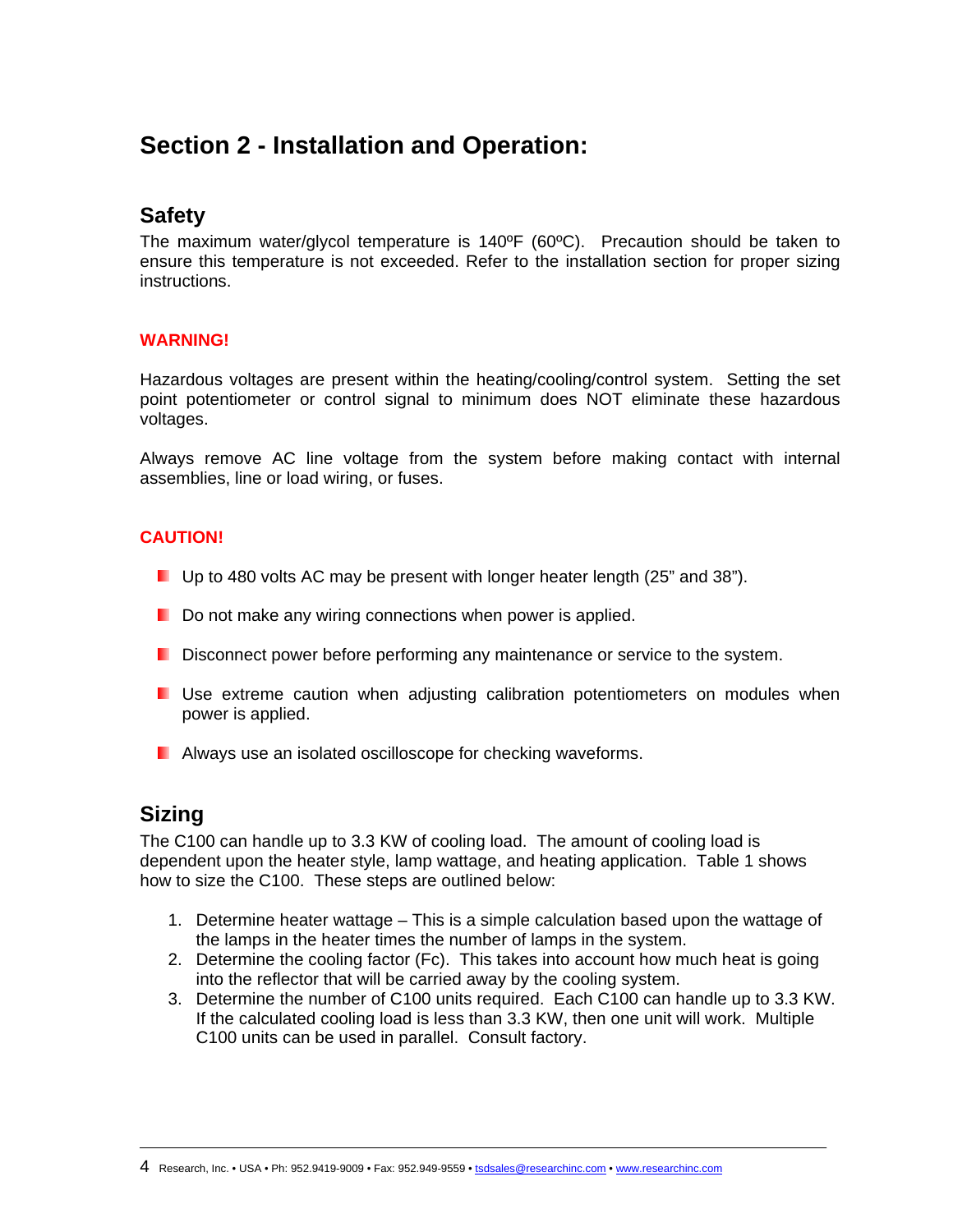# Section 2 - Installation and Operation:

## Safety

The maximum water/glycol temperature is 140ºF (60ºC). Precaution should be taken to ensure this temperature is not exceeded. Refer to the installation section for proper sizing instructions.

**WARNING!**

Hazardous voltages are present within the heating/cooling/control system. Setting the set point potentiometer or control signal to minimum does NOT eliminate these hazardous voltages.

Always remove AC line voltage from the system before making contact with internal assemblies, line or load wiring, or fuses.

**CAUTION!**

- Up to 480 volts AC may be present with longer heater length (25" and 38").
- Do not make any wiring connections when power is applied.
- Disconnect power before performing any maintenance or service to the system.
- Use extreme caution when adjusting calibration potentiometers on modules when power is applied.
- Always use an isolated oscilloscope for checking waveforms.

## Sizing

The C100 can handle up to 3.3 KW of cooling load. The amount of cooling load is dependent upon the heater style, lamp wattage, and heating application. Table 1 shows how to size the C100. These steps are outlined below:

1. Determine heater wattage – This is a simple calculation based upon the wattage of the lamps in the heater times the number of lamps in the system.
2. Determine the cooling factor (Fc). This takes into account how much heat is going into the reflector that will be carried away by the cooling system.
3. Determine the number of C100 units required. Each C100 can handle up to 3.3 KW. If the calculated cooling load is less than 3.3 KW, then one unit will work. Multiple C100 units can be used in parallel. Consult factory.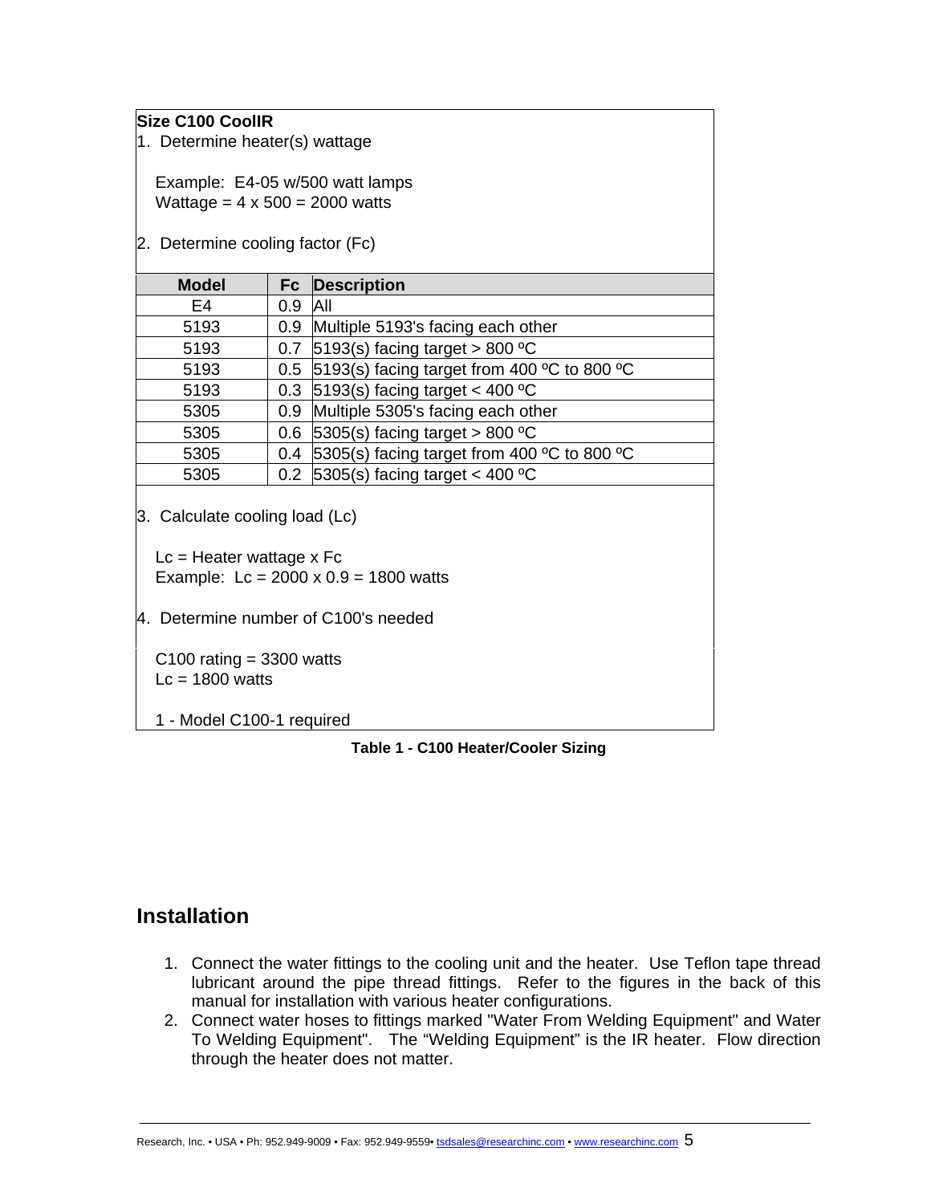**Size C100 CoolIR**

1. Determine heater(s) wattage

   Example: E4-05 w/500 watt lamps
   Wattage = 4 x 500 = 2000 watts

2. Determine cooling factor (Fc)

| Model | Fc | Description |
|---|---|---|
| E4 | 0.9 | All |
| 5193 | 0.9 | Multiple 5193's facing each other |
| 5193 | 0.7 | 5193(s) facing target > 800 ºC |
| 5193 | 0.5 | 5193(s) facing target from 400 ºC to 800 ºC |
| 5193 | 0.3 | 5193(s) facing target < 400 ºC |
| 5305 | 0.9 | Multiple 5305's facing each other |
| 5305 | 0.6 | 5305(s) facing target > 800 ºC |
| 5305 | 0.4 | 5305(s) facing target from 400 ºC to 800 ºC |
| 5305 | 0.2 | 5305(s) facing target < 400 ºC |

3. Calculate cooling load (Lc)

   Lc = Heater wattage x Fc
   Example: Lc = 2000 x 0.9 = 1800 watts

4. Determine number of C100's needed

   C100 rating = 3300 watts
   Lc = 1800 watts

   1 - Model C100-1 required

**Table 1 - C100 Heater/Cooler Sizing**

## Installation

1. Connect the water fittings to the cooling unit and the heater. Use Teflon tape thread lubricant around the pipe thread fittings. Refer to the figures in the back of this manual for installation with various heater configurations.
2. Connect water hoses to fittings marked "Water From Welding Equipment" and Water To Welding Equipment". The "Welding Equipment" is the IR heater. Flow direction through the heater does not matter.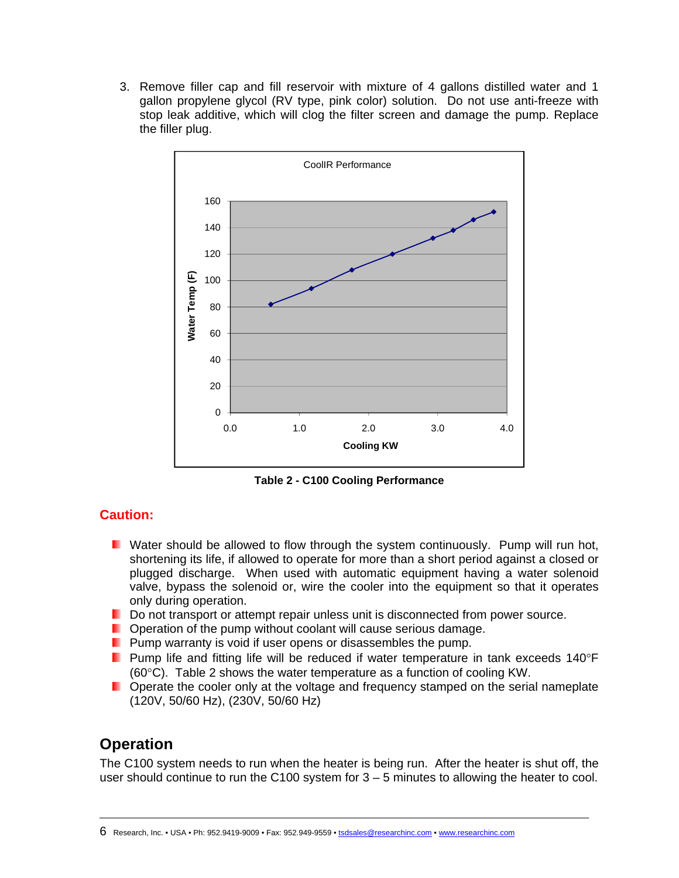3. Remove filler cap and fill reservoir with mixture of 4 gallons distilled water and 1 gallon propylene glycol (RV type, pink color) solution. Do not use anti-freeze with stop leak additive, which will clog the filter screen and damage the pump. Replace the filler plug.

**Table 2 - C100 Cooling Performance**

## Caution:

- Water should be allowed to flow through the system continuously. Pump will run hot, shortening its life, if allowed to operate for more than a short period against a closed or plugged discharge. When used with automatic equipment having a water solenoid valve, bypass the solenoid or, wire the cooler into the equipment so that it operates only during operation.
- Do not transport or attempt repair unless unit is disconnected from power source.
- Operation of the pump without coolant will cause serious damage.
- Pump warranty is void if user opens or disassembles the pump.
- Pump life and fitting life will be reduced if water temperature in tank exceeds 140°F (60°C). Table 2 shows the water temperature as a function of cooling KW.
- Operate the cooler only at the voltage and frequency stamped on the serial nameplate (120V, 50/60 Hz), (230V, 50/60 Hz)

## Operation

The C100 system needs to run when the heater is being run. After the heater is shut off, the user should continue to run the C100 system for 3 – 5 minutes to allowing the heater to cool.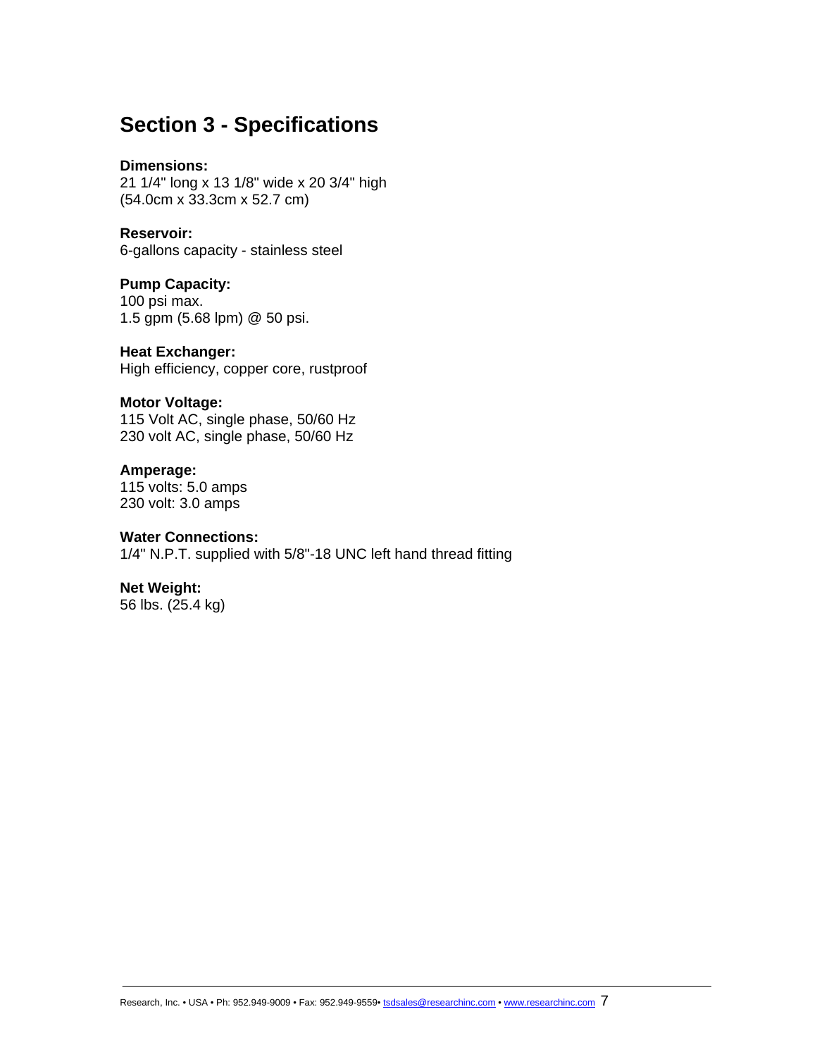# Section 3 - Specifications

**Dimensions:**
21 1/4" long x 13 1/8" wide x 20 3/4" high
(54.0cm x 33.3cm x 52.7 cm)

**Reservoir:**
6-gallons capacity - stainless steel

**Pump Capacity:**
100 psi max.
1.5 gpm (5.68 lpm) @ 50 psi.

**Heat Exchanger:**
High efficiency, copper core, rustproof

**Motor Voltage:**
115 Volt AC, single phase, 50/60 Hz
230 volt AC, single phase, 50/60 Hz

**Amperage:**
115 volts: 5.0 amps
230 volt: 3.0 amps

**Water Connections:**
1/4" N.P.T. supplied with 5/8"-18 UNC left hand thread fitting

**Net Weight:**
56 lbs. (25.4 kg)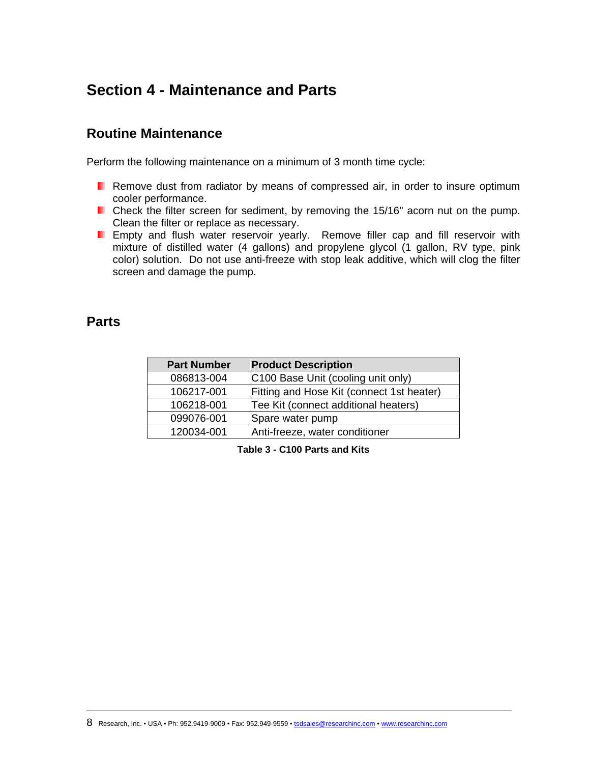# Section 4 - Maintenance and Parts

## Routine Maintenance

Perform the following maintenance on a minimum of 3 month time cycle:

- Remove dust from radiator by means of compressed air, in order to insure optimum cooler performance.
- Check the filter screen for sediment, by removing the 15/16" acorn nut on the pump. Clean the filter or replace as necessary.
- Empty and flush water reservoir yearly. Remove filler cap and fill reservoir with mixture of distilled water (4 gallons) and propylene glycol (1 gallon, RV type, pink color) solution. Do not use anti-freeze with stop leak additive, which will clog the filter screen and damage the pump.

## Parts

| Part Number | Product Description |
|---|---|
| 086813-004 | C100 Base Unit (cooling unit only) |
| 106217-001 | Fitting and Hose Kit (connect 1st heater) |
| 106218-001 | Tee Kit (connect additional heaters) |
| 099076-001 | Spare water pump |
| 120034-001 | Anti-freeze, water conditioner |

**Table 3 - C100 Parts and Kits**